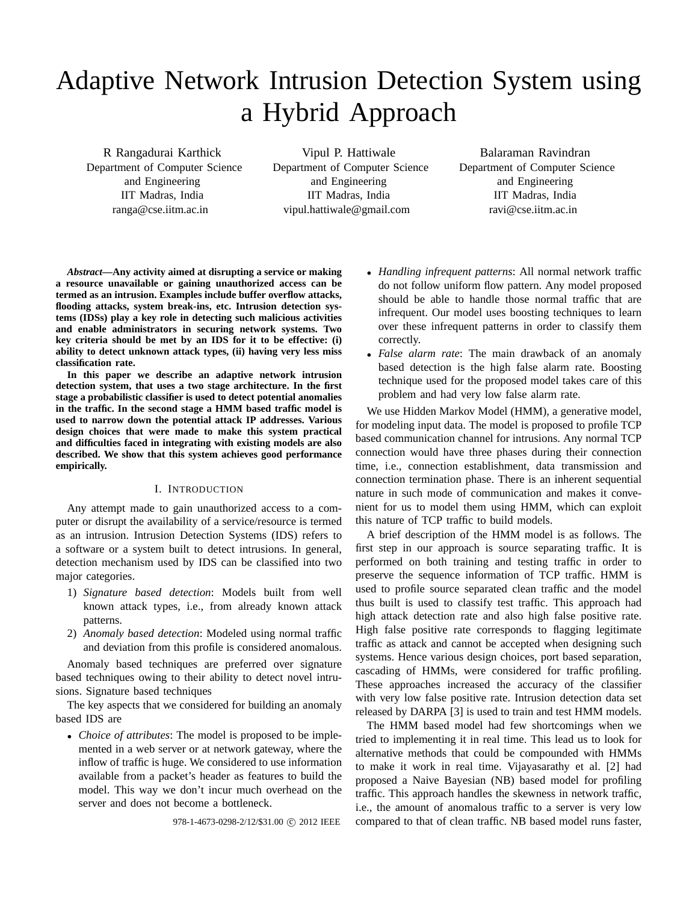# Adaptive Network Intrusion Detection System using a Hybrid Approach

R Rangadurai Karthick
Department of Computer Science and Engineering
IIT Madras, India
ranga@cse.iitm.ac.in

Vipul P. Hattiwale
Department of Computer Science and Engineering
IIT Madras, India
vipul.hattiwale@gmail.com

Balaraman Ravindran
Department of Computer Science and Engineering
IIT Madras, India
ravi@cse.iitm.ac.in

***Abstract*—Any activity aimed at disrupting a service or making a resource unavailable or gaining unauthorized access can be termed as an intrusion. Examples include buffer overflow attacks, flooding attacks, system break-ins, etc. Intrusion detection systems (IDSs) play a key role in detecting such malicious activities and enable administrators in securing network systems. Two key criteria should be met by an IDS for it to be effective: (i) ability to detect unknown attack types, (ii) having very less miss classification rate.**

**In this paper we describe an adaptive network intrusion detection system, that uses a two stage architecture. In the first stage a probabilistic classifier is used to detect potential anomalies in the traffic. In the second stage a HMM based traffic model is used to narrow down the potential attack IP addresses. Various design choices that were made to make this system practical and difficulties faced in integrating with existing models are also described. We show that this system achieves good performance empirically.**

## I. Introduction

Any attempt made to gain unauthorized access to a computer or disrupt the availability of a service/resource is termed as an intrusion. Intrusion Detection Systems (IDS) refers to a software or a system built to detect intrusions. In general, detection mechanism used by IDS can be classified into two major categories.

1) *Signature based detection*: Models built from well known attack types, i.e., from already known attack patterns.
2) *Anomaly based detection*: Modeled using normal traffic and deviation from this profile is considered anomalous.

Anomaly based techniques are preferred over signature based techniques owing to their ability to detect novel intrusions. Signature based techniques

The key aspects that we considered for building an anomaly based IDS are

- *Choice of attributes*: The model is proposed to be implemented in a web server or at network gateway, where the inflow of traffic is huge. We considered to use information available from a packet's header as features to build the model. This way we don't incur much overhead on the server and does not become a bottleneck.
- *Handling infrequent patterns*: All normal network traffic do not follow uniform flow pattern. Any model proposed should be able to handle those normal traffic that are infrequent. Our model uses boosting techniques to learn over these infrequent patterns in order to classify them correctly.
- *False alarm rate*: The main drawback of an anomaly based detection is the high false alarm rate. Boosting technique used for the proposed model takes care of this problem and had very low false alarm rate.

We use Hidden Markov Model (HMM), a generative model, for modeling input data. The model is proposed to profile TCP based communication channel for intrusions. Any normal TCP connection would have three phases during their connection time, i.e., connection establishment, data transmission and connection termination phase. There is an inherent sequential nature in such mode of communication and makes it convenient for us to model them using HMM, which can exploit this nature of TCP traffic to build models.

A brief description of the HMM model is as follows. The first step in our approach is source separating traffic. It is performed on both training and testing traffic in order to preserve the sequence information of TCP traffic. HMM is used to profile source separated clean traffic and the model thus built is used to classify test traffic. This approach had high attack detection rate and also high false positive rate. High false positive rate corresponds to flagging legitimate traffic as attack and cannot be accepted when designing such systems. Hence various design choices, port based separation, cascading of HMMs, were considered for traffic profiling. These approaches increased the accuracy of the classifier with very low false positive rate. Intrusion detection data set released by DARPA [3] is used to train and test HMM models.

The HMM based model had few shortcomings when we tried to implementing it in real time. This lead us to look for alternative methods that could be compounded with HMMs to make it work in real time. Vijayasarathy et al. [2] had proposed a Naive Bayesian (NB) based model for profiling traffic. This approach handles the skewness in network traffic, i.e., the amount of anomalous traffic to a server is very low compared to that of clean traffic. NB based model runs faster,

978-1-4673-0298-2/12/$31.00 © 2012 IEEE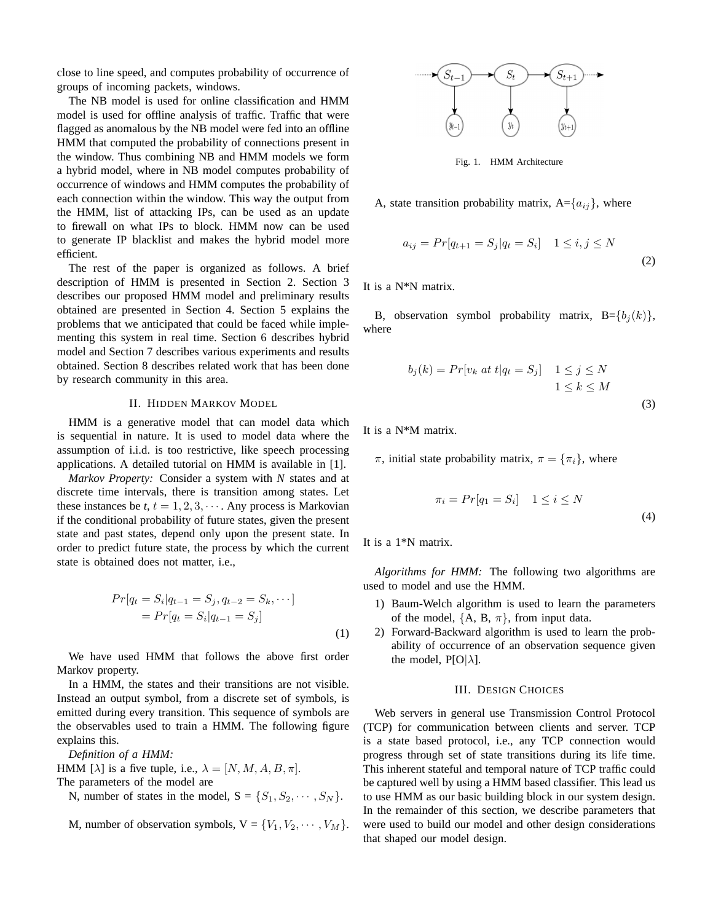close to line speed, and computes probability of occurrence of groups of incoming packets, windows.

The NB model is used for online classification and HMM model is used for offline analysis of traffic. Traffic that were flagged as anomalous by the NB model were fed into an offline HMM that computed the probability of connections present in the window. Thus combining NB and HMM models we form a hybrid model, where in NB model computes probability of occurrence of windows and HMM computes the probability of each connection within the window. This way the output from the HMM, list of attacking IPs, can be used as an update to firewall on what IPs to block. HMM now can be used to generate IP blacklist and makes the hybrid model more efficient.

The rest of the paper is organized as follows. A brief description of HMM is presented in Section 2. Section 3 describes our proposed HMM model and preliminary results obtained are presented in Section 4. Section 5 explains the problems that we anticipated that could be faced while implementing this system in real time. Section 6 describes hybrid model and Section 7 describes various experiments and results obtained. Section 8 describes related work that has been done by research community in this area.

## II. Hidden Markov Model

HMM is a generative model that can model data which is sequential in nature. It is used to model data where the assumption of i.i.d. is too restrictive, like speech processing applications. A detailed tutorial on HMM is available in [1].

*Markov Property:* Consider a system with *N* states and at discrete time intervals, there is transition among states. Let these instances be *t*, $t = 1, 2, 3, \cdots$. Any process is Markovian if the conditional probability of future states, given the present state and past states, depend only upon the present state. In order to predict future state, the process by which the current state is obtained does not matter, i.e.,

$$\begin{aligned} Pr[q_t = S_i | q_{t-1} = S_j, q_{t-2} = S_k, \cdots] \\ = Pr[q_t = S_i | q_{t-1} = S_j] \end{aligned} \tag{1}$$

We have used HMM that follows the above first order Markov property.

In a HMM, the states and their transitions are not visible. Instead an output symbol, from a discrete set of symbols, is emitted during every transition. This sequence of symbols are the observables used to train a HMM. The following figure explains this.

*Definition of a HMM:*
HMM [$\lambda$] is a five tuple, i.e., $\lambda = [N, M, A, B, \pi]$.
The parameters of the model are

N, number of states in the model, S = $\{S_1, S_2, \cdots, S_N\}$.

M, number of observation symbols, V = $\{V_1, V_2, \cdots, V_M\}$.

Fig. 1. HMM Architecture

A, state transition probability matrix, A=$\{a_{ij}\}$, where

$$a_{ij} = Pr[q_{t+1} = S_j | q_t = S_i] \quad 1 \leq i, j \leq N \tag{2}$$

It is a N*N matrix.

B, observation symbol probability matrix, B=$\{b_j(k)\}$, where

$$b_j(k) = Pr[v_k \ at \ t | q_t = S_j] \quad \begin{matrix} 1 \leq j \leq N \\ 1 \leq k \leq M \end{matrix} \tag{3}$$

It is a N*M matrix.

$\pi$, initial state probability matrix, $\pi = \{\pi_i\}$, where

$$\pi_i = Pr[q_1 = S_i] \quad 1 \leq i \leq N \tag{4}$$

It is a 1*N matrix.

*Algorithms for HMM:* The following two algorithms are used to model and use the HMM.

1) Baum-Welch algorithm is used to learn the parameters of the model, {A, B, $\pi$}, from input data.
2) Forward-Backward algorithm is used to learn the probability of occurrence of an observation sequence given the model, P[O|$\lambda$].

## III. Design Choices

Web servers in general use Transmission Control Protocol (TCP) for communication between clients and server. TCP is a state based protocol, i.e., any TCP connection would progress through set of state transitions during its life time. This inherent stateful and temporal nature of TCP traffic could be captured well by using a HMM based classifier. This lead us to use HMM as our basic building block in our system design. In the remainder of this section, we describe parameters that were used to build our model and other design considerations that shaped our model design.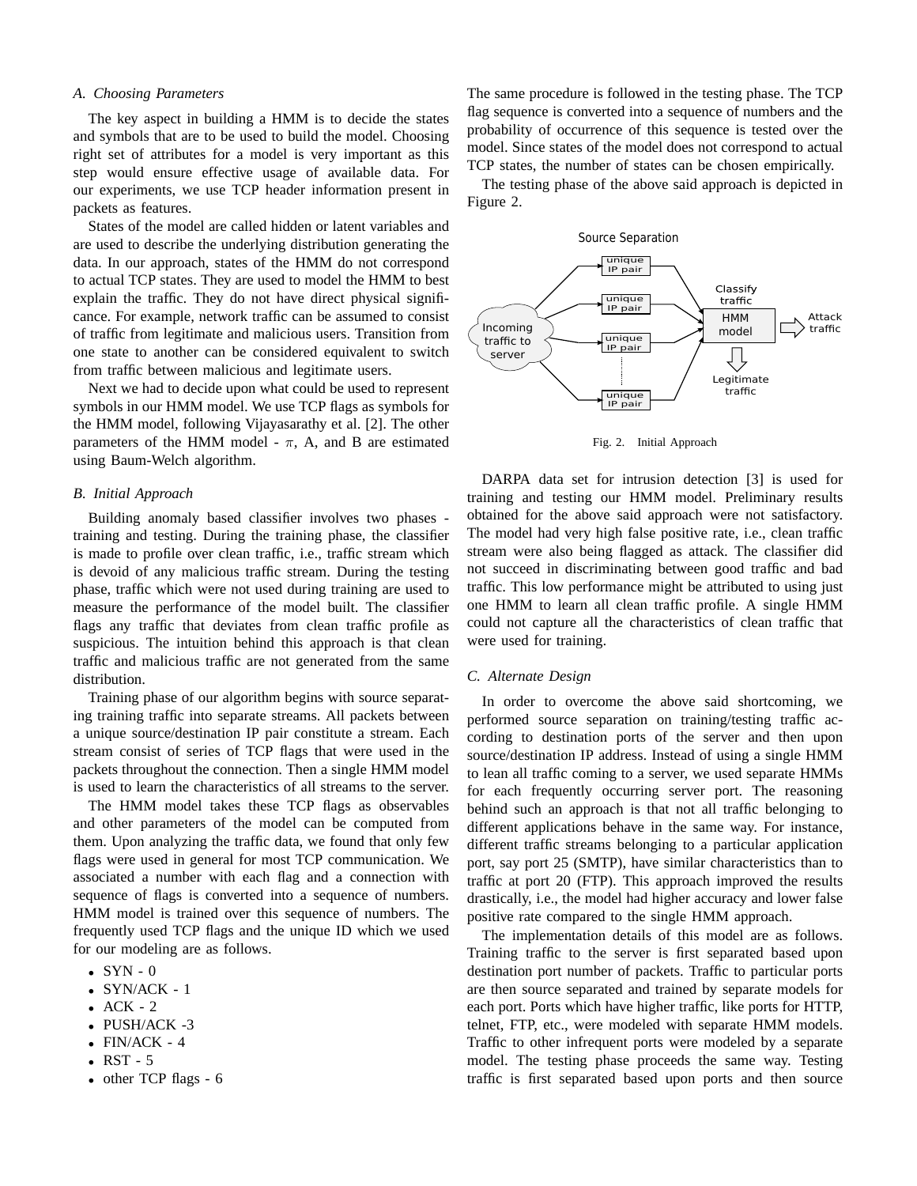### A. Choosing Parameters

The key aspect in building a HMM is to decide the states and symbols that are to be used to build the model. Choosing right set of attributes for a model is very important as this step would ensure effective usage of available data. For our experiments, we use TCP header information present in packets as features.

States of the model are called hidden or latent variables and are used to describe the underlying distribution generating the data. In our approach, states of the HMM do not correspond to actual TCP states. They are used to model the HMM to best explain the traffic. They do not have direct physical significance. For example, network traffic can be assumed to consist of traffic from legitimate and malicious users. Transition from one state to another can be considered equivalent to switch from traffic between malicious and legitimate users.

Next we had to decide upon what could be used to represent symbols in our HMM model. We use TCP flags as symbols for the HMM model, following Vijayasarathy et al. [2]. The other parameters of the HMM model - $\pi$, A, and B are estimated using Baum-Welch algorithm.

### B. Initial Approach

Building anomaly based classifier involves two phases - training and testing. During the training phase, the classifier is made to profile over clean traffic, i.e., traffic stream which is devoid of any malicious traffic stream. During the testing phase, traffic which were not used during training are used to measure the performance of the model built. The classifier flags any traffic that deviates from clean traffic profile as suspicious. The intuition behind this approach is that clean traffic and malicious traffic are not generated from the same distribution.

Training phase of our algorithm begins with source separating training traffic into separate streams. All packets between a unique source/destination IP pair constitute a stream. Each stream consist of series of TCP flags that were used in the packets throughout the connection. Then a single HMM model is used to learn the characteristics of all streams to the server.

The HMM model takes these TCP flags as observables and other parameters of the model can be computed from them. Upon analyzing the traffic data, we found that only few flags were used in general for most TCP communication. We associated a number with each flag and a connection with sequence of flags is converted into a sequence of numbers. HMM model is trained over this sequence of numbers. The frequently used TCP flags and the unique ID which we used for our modeling are as follows.

- SYN - 0
- SYN/ACK - 1
- ACK - 2
- PUSH/ACK -3
- FIN/ACK - 4
- RST - 5
- other TCP flags - 6

The same procedure is followed in the testing phase. The TCP flag sequence is converted into a sequence of numbers and the probability of occurrence of this sequence is tested over the model. Since states of the model does not correspond to actual TCP states, the number of states can be chosen empirically.

The testing phase of the above said approach is depicted in Figure 2.

Fig. 2. Initial Approach

DARPA data set for intrusion detection [3] is used for training and testing our HMM model. Preliminary results obtained for the above said approach were not satisfactory. The model had very high false positive rate, i.e., clean traffic stream were also being flagged as attack. The classifier did not succeed in discriminating between good traffic and bad traffic. This low performance might be attributed to using just one HMM to learn all clean traffic profile. A single HMM could not capture all the characteristics of clean traffic that were used for training.

### C. Alternate Design

In order to overcome the above said shortcoming, we performed source separation on training/testing traffic according to destination ports of the server and then upon source/destination IP address. Instead of using a single HMM to lean all traffic coming to a server, we used separate HMMs for each frequently occurring server port. The reasoning behind such an approach is that not all traffic belonging to different applications behave in the same way. For instance, different traffic streams belonging to a particular application port, say port 25 (SMTP), have similar characteristics than to traffic at port 20 (FTP). This approach improved the results drastically, i.e., the model had higher accuracy and lower false positive rate compared to the single HMM approach.

The implementation details of this model are as follows. Training traffic to the server is first separated based upon destination port number of packets. Traffic to particular ports are then source separated and trained by separate models for each port. Ports which have higher traffic, like ports for HTTP, telnet, FTP, etc., were modeled with separate HMM models. Traffic to other infrequent ports were modeled by a separate model. The testing phase proceeds the same way. Testing traffic is first separated based upon ports and then source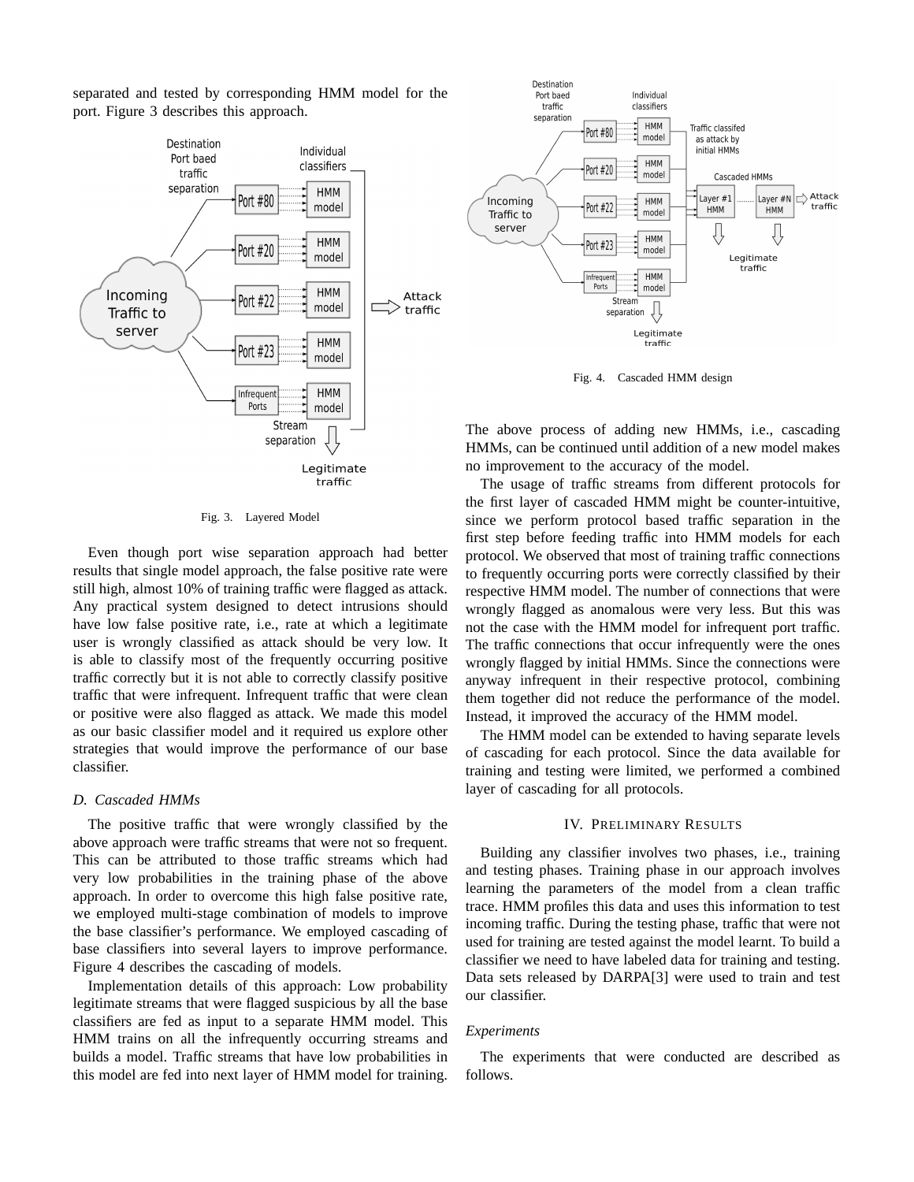separated and tested by corresponding HMM model for the port. Figure 3 describes this approach.

Destination Port baed traffic separation

Individual classifiers

Port #80

Port #20

Port #22

Port #23

Infrequent Ports

HMM model

Incoming Traffic to server

Attack traffic

Stream separation

Legitimate traffic

Fig. 3. Layered Model

Even though port wise separation approach had better results that single model approach, the false positive rate were still high, almost 10% of training traffic were flagged as attack. Any practical system designed to detect intrusions should have low false positive rate, i.e., rate at which a legitimate user is wrongly classified as attack should be very low. It is able to classify most of the frequently occurring positive traffic correctly but it is not able to correctly classify positive traffic that were infrequent. Infrequent traffic that were clean or positive were also flagged as attack. We made this model as our basic classifier model and it required us explore other strategies that would improve the performance of our base classifier.

### *D. Cascaded HMMs*

The positive traffic that were wrongly classified by the above approach were traffic streams that were not so frequent. This can be attributed to those traffic streams which had very low probabilities in the training phase of the above approach. In order to overcome this high false positive rate, we employed multi-stage combination of models to improve the base classifier's performance. We employed cascading of base classifiers into several layers to improve performance. Figure 4 describes the cascading of models.

Implementation details of this approach: Low probability legitimate streams that were flagged suspicious by all the base classifiers are fed as input to a separate HMM model. This HMM trains on all the infrequently occurring streams and builds a model. Traffic streams that have low probabilities in this model are fed into next layer of HMM model for training.

Destination Port baed traffic separation

Individual classifiers

Traffic classifed as attack by initial HMMs

Cascaded HMMs

Port #80

Port #20

Port #22

Port #23

Infrequent Ports

HMM model

Layer #1 HMM

Layer #N HMM

Attack traffic

Incoming Traffic to server

Legitimate traffic

Stream separation

Legitimate traffic

Fig. 4. Cascaded HMM design

The above process of adding new HMMs, i.e., cascading HMMs, can be continued until addition of a new model makes no improvement to the accuracy of the model.

The usage of traffic streams from different protocols for the first layer of cascaded HMM might be counter-intuitive, since we perform protocol based traffic separation in the first step before feeding traffic into HMM models for each protocol. We observed that most of training traffic connections to frequently occurring ports were correctly classified by their respective HMM model. The number of connections that were wrongly flagged as anomalous were very less. But this was not the case with the HMM model for infrequent port traffic. The traffic connections that occur infrequently were the ones wrongly flagged by initial HMMs. Since the connections were anyway infrequent in their respective protocol, combining them together did not reduce the performance of the model. Instead, it improved the accuracy of the HMM model.

The HMM model can be extended to having separate levels of cascading for each protocol. Since the data available for training and testing were limited, we performed a combined layer of cascading for all protocols.

## IV. Preliminary Results

Building any classifier involves two phases, i.e., training and testing phases. Training phase in our approach involves learning the parameters of the model from a clean traffic trace. HMM profiles this data and uses this information to test incoming traffic. During the testing phase, traffic that were not used for training are tested against the model learnt. To build a classifier we need to have labeled data for training and testing. Data sets released by DARPA[3] were used to train and test our classifier.

### *Experiments*

The experiments that were conducted are described as follows.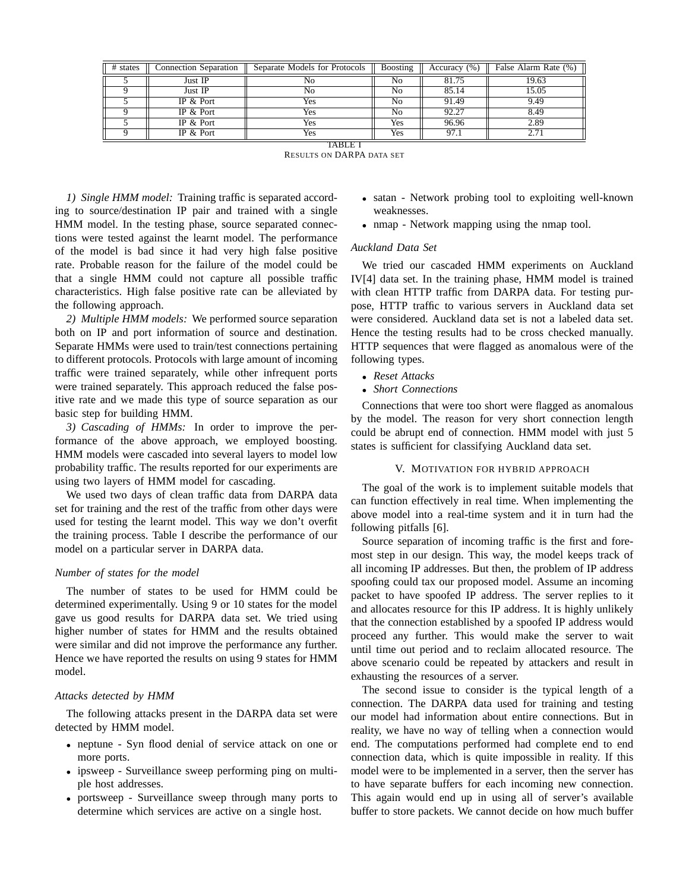| # states | Connection Separation | Separate Models for Protocols | Boosting | Accuracy (%) | False Alarm Rate (%) |
|---|---|---|---|---|---|
| 5 | Just IP | No | No | 81.75 | 19.63 |
| 9 | Just IP | No | No | 85.14 | 15.05 |
| 5 | IP & Port | Yes | No | 91.49 | 9.49 |
| 9 | IP & Port | Yes | No | 92.27 | 8.49 |
| 5 | IP & Port | Yes | Yes | 96.96 | 2.89 |
| 9 | IP & Port | Yes | Yes | 97.1 | 2.71 |

TABLE I
RESULTS ON DARPA DATA SET

*1) Single HMM model:* Training traffic is separated according to source/destination IP pair and trained with a single HMM model. In the testing phase, source separated connections were tested against the learnt model. The performance of the model is bad since it had very high false positive rate. Probable reason for the failure of the model could be that a single HMM could not capture all possible traffic characteristics. High false positive rate can be alleviated by the following approach.

*2) Multiple HMM models:* We performed source separation both on IP and port information of source and destination. Separate HMMs were used to train/test connections pertaining to different protocols. Protocols with large amount of incoming traffic were trained separately, while other infrequent ports were trained separately. This approach reduced the false positive rate and we made this type of source separation as our basic step for building HMM.

*3) Cascading of HMMs:* In order to improve the performance of the above approach, we employed boosting. HMM models were cascaded into several layers to model low probability traffic. The results reported for our experiments are using two layers of HMM model for cascading.

We used two days of clean traffic data from DARPA data set for training and the rest of the traffic from other days were used for testing the learnt model. This way we don't overfit the training process. Table I describe the performance of our model on a particular server in DARPA data.

*Number of states for the model*

The number of states to be used for HMM could be determined experimentally. Using 9 or 10 states for the model gave us good results for DARPA data set. We tried using higher number of states for HMM and the results obtained were similar and did not improve the performance any further. Hence we have reported the results on using 9 states for HMM model.

*Attacks detected by HMM*

The following attacks present in the DARPA data set were detected by HMM model.

- neptune - Syn flood denial of service attack on one or more ports.
- ipsweep - Surveillance sweep performing ping on multiple host addresses.
- portsweep - Surveillance sweep through many ports to determine which services are active on a single host.
- satan - Network probing tool to exploiting well-known weaknesses.
- nmap - Network mapping using the nmap tool.

*Auckland Data Set*

We tried our cascaded HMM experiments on Auckland IV[4] data set. In the training phase, HMM model is trained with clean HTTP traffic from DARPA data. For testing purpose, HTTP traffic to various servers in Auckland data set were considered. Auckland data set is not a labeled data set. Hence the testing results had to be cross checked manually. HTTP sequences that were flagged as anomalous were of the following types.

- *Reset Attacks*
- *Short Connections*

Connections that were too short were flagged as anomalous by the model. The reason for very short connection length could be abrupt end of connection. HMM model with just 5 states is sufficient for classifying Auckland data set.

## V. MOTIVATION FOR HYBRID APPROACH

The goal of the work is to implement suitable models that can function effectively in real time. When implementing the above model into a real-time system and it in turn had the following pitfalls [6].

Source separation of incoming traffic is the first and foremost step in our design. This way, the model keeps track of all incoming IP addresses. But then, the problem of IP address spoofing could tax our proposed model. Assume an incoming packet to have spoofed IP address. The server replies to it and allocates resource for this IP address. It is highly unlikely that the connection established by a spoofed IP address would proceed any further. This would make the server to wait until time out period and to reclaim allocated resource. The above scenario could be repeated by attackers and result in exhausting the resources of a server.

The second issue to consider is the typical length of a connection. The DARPA data used for training and testing our model had information about entire connections. But in reality, we have no way of telling when a connection would end. The computations performed had complete end to end connection data, which is quite impossible in reality. If this model were to be implemented in a server, then the server has to have separate buffers for each incoming new connection. This again would end up in using all of server's available buffer to store packets. We cannot decide on how much buffer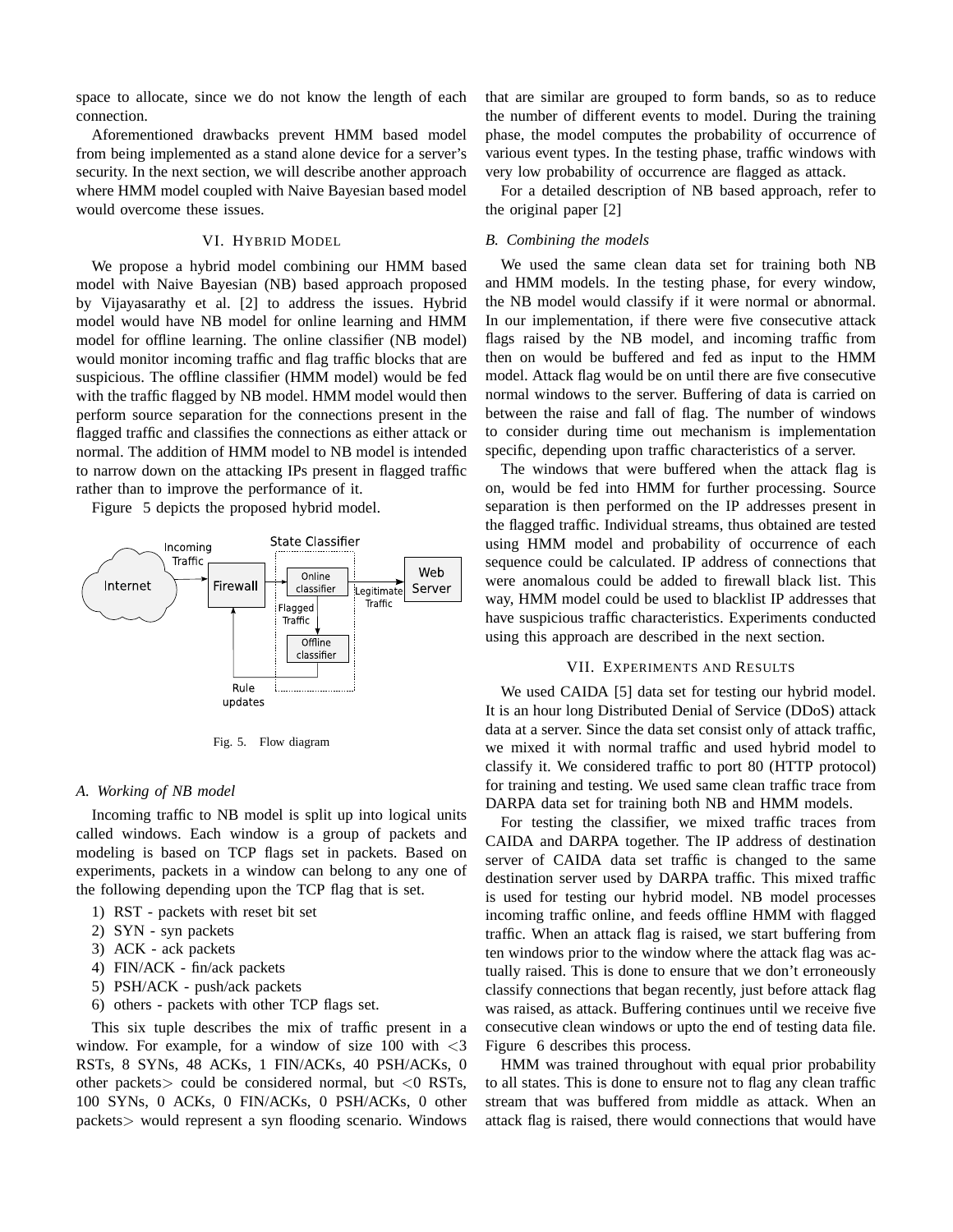space to allocate, since we do not know the length of each connection.

Aforementioned drawbacks prevent HMM based model from being implemented as a stand alone device for a server's security. In the next section, we will describe another approach where HMM model coupled with Naive Bayesian based model would overcome these issues.

## VI. Hybrid Model

We propose a hybrid model combining our HMM based model with Naive Bayesian (NB) based approach proposed by Vijayasarathy et al. [2] to address the issues. Hybrid model would have NB model for online learning and HMM model for offline learning. The online classifier (NB model) would monitor incoming traffic and flag traffic blocks that are suspicious. The offline classifier (HMM model) would be fed with the traffic flagged by NB model. HMM model would then perform source separation for the connections present in the flagged traffic and classifies the connections as either attack or normal. The addition of HMM model to NB model is intended to narrow down on the attacking IPs present in flagged traffic rather than to improve the performance of it.

Figure 5 depicts the proposed hybrid model.

Fig. 5. Flow diagram

### A. Working of NB model

Incoming traffic to NB model is split up into logical units called windows. Each window is a group of packets and modeling is based on TCP flags set in packets. Based on experiments, packets in a window can belong to any one of the following depending upon the TCP flag that is set.

1) RST - packets with reset bit set
2) SYN - syn packets
3) ACK - ack packets
4) FIN/ACK - fin/ack packets
5) PSH/ACK - push/ack packets
6) others - packets with other TCP flags set.

This six tuple describes the mix of traffic present in a window. For example, for a window of size 100 with <3 RSTs, 8 SYNs, 48 ACKs, 1 FIN/ACKs, 40 PSH/ACKs, 0 other packets> could be considered normal, but <0 RSTs, 100 SYNs, 0 ACKs, 0 FIN/ACKs, 0 PSH/ACKs, 0 other packets> would represent a syn flooding scenario. Windows that are similar are grouped to form bands, so as to reduce the number of different events to model. During the training phase, the model computes the probability of occurrence of various event types. In the testing phase, traffic windows with very low probability of occurrence are flagged as attack.

For a detailed description of NB based approach, refer to the original paper [2]

### B. Combining the models

We used the same clean data set for training both NB and HMM models. In the testing phase, for every window, the NB model would classify if it were normal or abnormal. In our implementation, if there were five consecutive attack flags raised by the NB model, and incoming traffic from then on would be buffered and fed as input to the HMM model. Attack flag would be on until there are five consecutive normal windows to the server. Buffering of data is carried on between the raise and fall of flag. The number of windows to consider during time out mechanism is implementation specific, depending upon traffic characteristics of a server.

The windows that were buffered when the attack flag is on, would be fed into HMM for further processing. Source separation is then performed on the IP addresses present in the flagged traffic. Individual streams, thus obtained are tested using HMM model and probability of occurrence of each sequence could be calculated. IP address of connections that were anomalous could be added to firewall black list. This way, HMM model could be used to blacklist IP addresses that have suspicious traffic characteristics. Experiments conducted using this approach are described in the next section.

## VII. Experiments and Results

We used CAIDA [5] data set for testing our hybrid model. It is an hour long Distributed Denial of Service (DDoS) attack data at a server. Since the data set consist only of attack traffic, we mixed it with normal traffic and used hybrid model to classify it. We considered traffic to port 80 (HTTP protocol) for training and testing. We used same clean traffic trace from DARPA data set for training both NB and HMM models.

For testing the classifier, we mixed traffic traces from CAIDA and DARPA together. The IP address of destination server of CAIDA data set traffic is changed to the same destination server used by DARPA traffic. This mixed traffic is used for testing our hybrid model. NB model processes incoming traffic online, and feeds offline HMM with flagged traffic. When an attack flag is raised, we start buffering from ten windows prior to the window where the attack flag was actually raised. This is done to ensure that we don't erroneously classify connections that began recently, just before attack flag was raised, as attack. Buffering continues until we receive five consecutive clean windows or upto the end of testing data file. Figure 6 describes this process.

HMM was trained throughout with equal prior probability to all states. This is done to ensure not to flag any clean traffic stream that was buffered from middle as attack. When an attack flag is raised, there would connections that would have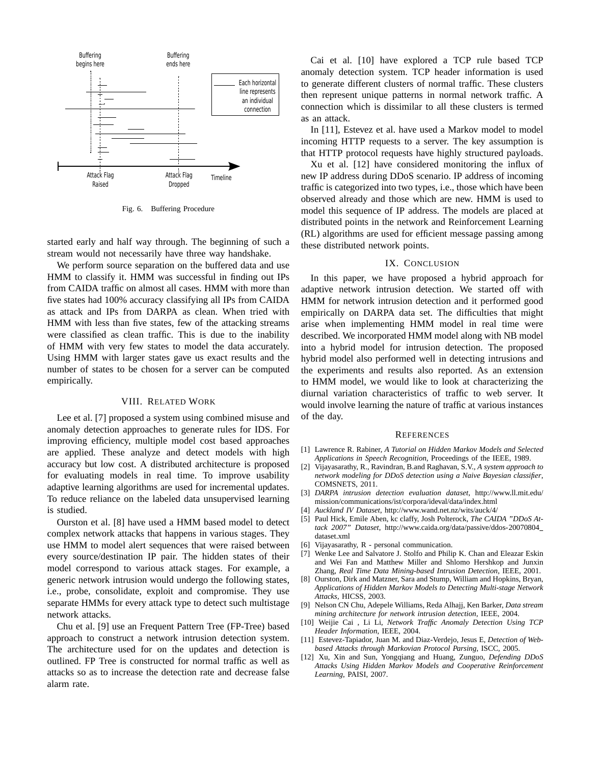Buffering begins here

Buffering ends here

Each horizontal line represents an individual connection

Attack Flag Raised

Attack Flag Dropped

Timeline

Fig. 6. Buffering Procedure

started early and half way through. The beginning of such a stream would not necessarily have three way handshake.

We perform source separation on the buffered data and use HMM to classify it. HMM was successful in finding out IPs from CAIDA traffic on almost all cases. HMM with more than five states had 100% accuracy classifying all IPs from CAIDA as attack and IPs from DARPA as clean. When tried with HMM with less than five states, few of the attacking streams were classified as clean traffic. This is due to the inability of HMM with very few states to model the data accurately. Using HMM with larger states gave us exact results and the number of states to be chosen for a server can be computed empirically.

## VIII. Related Work

Lee et al. [7] proposed a system using combined misuse and anomaly detection approaches to generate rules for IDS. For improving efficiency, multiple model cost based approaches are applied. These analyze and detect models with high accuracy but low cost. A distributed architecture is proposed for evaluating models in real time. To improve usability adaptive learning algorithms are used for incremental updates. To reduce reliance on the labeled data unsupervised learning is studied.

Ourston et al. [8] have used a HMM based model to detect complex network attacks that happens in various stages. They use HMM to model alert sequences that were raised between every source/destination IP pair. The hidden states of their model correspond to various attack stages. For example, a generic network intrusion would undergo the following states, i.e., probe, consolidate, exploit and compromise. They use separate HMMs for every attack type to detect such multistage network attacks.

Chu et al. [9] use an Frequent Pattern Tree (FP-Tree) based approach to construct a network intrusion detection system. The architecture used for on the updates and detection is outlined. FP Tree is constructed for normal traffic as well as attacks so as to increase the detection rate and decrease false alarm rate.

Cai et al. [10] have explored a TCP rule based TCP anomaly detection system. TCP header information is used to generate different clusters of normal traffic. These clusters then represent unique patterns in normal network traffic. A connection which is dissimilar to all these clusters is termed as an attack.

In [11], Estevez et al. have used a Markov model to model incoming HTTP requests to a server. The key assumption is that HTTP protocol requests have highly structured payloads.

Xu et al. [12] have considered monitoring the influx of new IP address during DDoS scenario. IP address of incoming traffic is categorized into two types, i.e., those which have been observed already and those which are new. HMM is used to model this sequence of IP address. The models are placed at distributed points in the network and Reinforcement Learning (RL) algorithms are used for efficient message passing among these distributed network points.

## IX. Conclusion

In this paper, we have proposed a hybrid approach for adaptive network intrusion detection. We started off with HMM for network intrusion detection and it performed good empirically on DARPA data set. The difficulties that might arise when implementing HMM model in real time were described. We incorporated HMM model along with NB model into a hybrid model for intrusion detection. The proposed hybrid model also performed well in detecting intrusions and the experiments and results also reported. As an extension to HMM model, we would like to look at characterizing the diurnal variation characteristics of traffic to web server. It would involve learning the nature of traffic at various instances of the day.

## References

[1] Lawrence R. Rabiner, *A Tutorial on Hidden Markov Models and Selected Applications in Speech Recognition*, Proceedings of the IEEE, 1989.

[2] Vijayasarathy, R., Ravindran, B.and Raghavan, S.V., *A system approach to network modeling for DDoS detection using a Naive Bayesian classifier*, COMSNETS, 2011.

[3] *DARPA intrusion detection evaluation dataset*, http://www.ll.mit.edu/mission/communications/ist/corpora/ideval/data/index.html

[4] *Auckland IV Dataset*, http://www.wand.net.nz/wits/auck/4/

[5] Paul Hick, Emile Aben, kc claffy, Josh Polterock, *The CAIDA "DDoS Attack 2007" Dataset*, http://www.caida.org/data/passive/ddos-20070804_dataset.xml

[6] Vijayasarathy, R - personal communication.

[7] Wenke Lee and Salvatore J. Stolfo and Philip K. Chan and Eleazar Eskin and Wei Fan and Matthew Miller and Shlomo Hershkop and Junxin Zhang, *Real Time Data Mining-based Intrusion Detection*, IEEE, 2001.

[8] Ourston, Dirk and Matzner, Sara and Stump, William and Hopkins, Bryan, *Applications of Hidden Markov Models to Detecting Multi-stage Network Attacks*, HICSS, 2003.

[9] Nelson CN Chu, Adepele Williams, Reda Alhajj, Ken Barker, *Data stream mining architecture for network intrusion detection*, IEEE, 2004.

[10] Weijie Cai , Li Li, *Network Traffic Anomaly Detection Using TCP Header Information*, IEEE, 2004.

[11] Estevez-Tapiador, Juan M. and Diaz-Verdejo, Jesus E, *Detection of Web-based Attacks through Markovian Protocol Parsing*, ISCC, 2005.

[12] Xu, Xin and Sun, Yongqiang and Huang, Zunguo, *Defending DDoS Attacks Using Hidden Markov Models and Cooperative Reinforcement Learning*, PAISI, 2007.